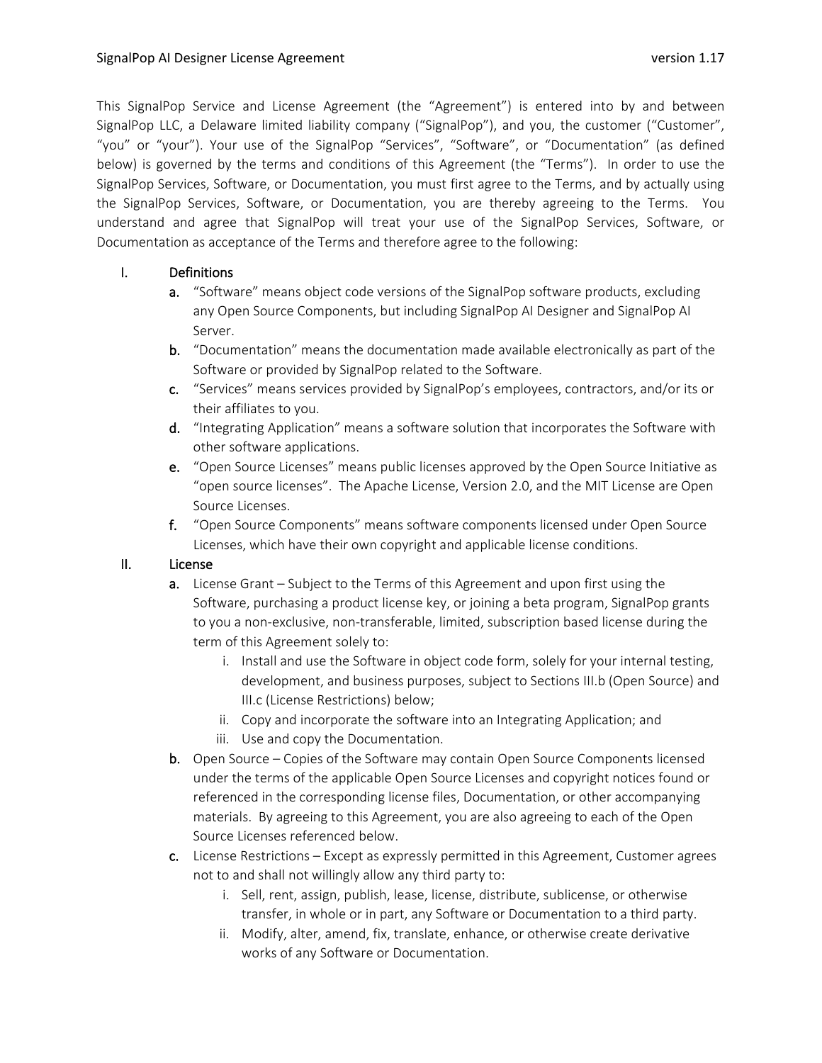This SignalPop Service and License Agreement (the "Agreement") is entered into by and between SignalPop LLC, a Delaware limited liability company ("SignalPop"), and you, the customer ("Customer", "you" or "your"). Your use of the SignalPop "Services", "Software", or "Documentation" (as defined below) is governed by the terms and conditions of this Agreement (the "Terms"). In order to use the SignalPop Services, Software, or Documentation, you must first agree to the Terms, and by actually using the SignalPop Services, Software, or Documentation, you are thereby agreeing to the Terms. You understand and agree that SignalPop will treat your use of the SignalPop Services, Software, or Documentation as acceptance of the Terms and therefore agree to the following:

I. **Definitions**
   a. "Software" means object code versions of the SignalPop software products, excluding any Open Source Components, but including SignalPop AI Designer and SignalPop AI Server.
   b. "Documentation" means the documentation made available electronically as part of the Software or provided by SignalPop related to the Software.
   c. "Services" means services provided by SignalPop's employees, contractors, and/or its or their affiliates to you.
   d. "Integrating Application" means a software solution that incorporates the Software with other software applications.
   e. "Open Source Licenses" means public licenses approved by the Open Source Initiative as "open source licenses". The Apache License, Version 2.0, and the MIT License are Open Source Licenses.
   f. "Open Source Components" means software components licensed under Open Source Licenses, which have their own copyright and applicable license conditions.

II. **License**
   a. License Grant – Subject to the Terms of this Agreement and upon first using the Software, purchasing a product license key, or joining a beta program, SignalPop grants to you a non-exclusive, non-transferable, limited, subscription based license during the term of this Agreement solely to:
      i. Install and use the Software in object code form, solely for your internal testing, development, and business purposes, subject to Sections III.b (Open Source) and III.c (License Restrictions) below;
      ii. Copy and incorporate the software into an Integrating Application; and
      iii. Use and copy the Documentation.
   b. Open Source – Copies of the Software may contain Open Source Components licensed under the terms of the applicable Open Source Licenses and copyright notices found or referenced in the corresponding license files, Documentation, or other accompanying materials. By agreeing to this Agreement, you are also agreeing to each of the Open Source Licenses referenced below.
   c. License Restrictions – Except as expressly permitted in this Agreement, Customer agrees not to and shall not willingly allow any third party to:
      i. Sell, rent, assign, publish, lease, license, distribute, sublicense, or otherwise transfer, in whole or in part, any Software or Documentation to a third party.
      ii. Modify, alter, amend, fix, translate, enhance, or otherwise create derivative works of any Software or Documentation.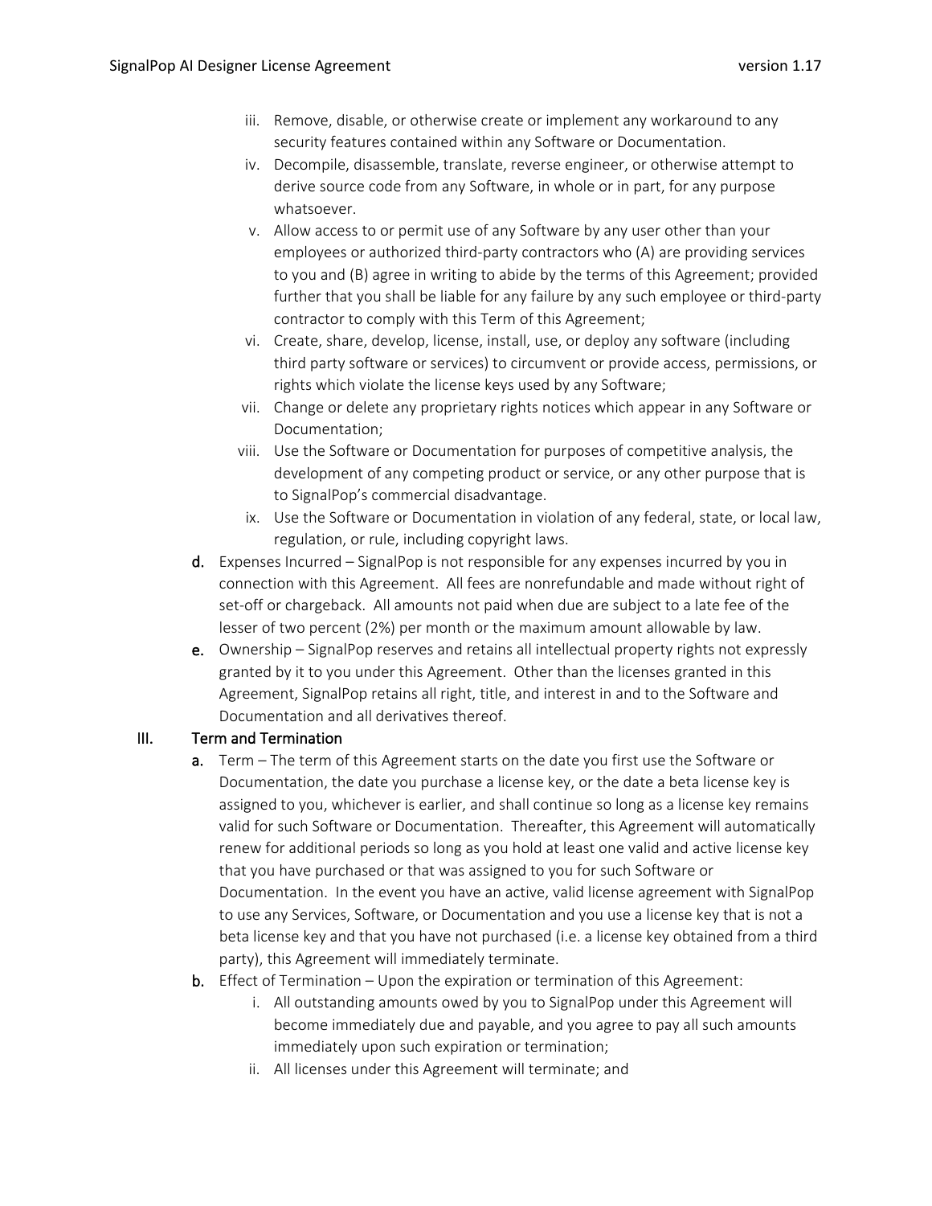iii. Remove, disable, or otherwise create or implement any workaround to any security features contained within any Software or Documentation.

iv. Decompile, disassemble, translate, reverse engineer, or otherwise attempt to derive source code from any Software, in whole or in part, for any purpose whatsoever.

v. Allow access to or permit use of any Software by any user other than your employees or authorized third-party contractors who (A) are providing services to you and (B) agree in writing to abide by the terms of this Agreement; provided further that you shall be liable for any failure by any such employee or third-party contractor to comply with this Term of this Agreement;

vi. Create, share, develop, license, install, use, or deploy any software (including third party software or services) to circumvent or provide access, permissions, or rights which violate the license keys used by any Software;

vii. Change or delete any proprietary rights notices which appear in any Software or Documentation;

viii. Use the Software or Documentation for purposes of competitive analysis, the development of any competing product or service, or any other purpose that is to SignalPop's commercial disadvantage.

ix. Use the Software or Documentation in violation of any federal, state, or local law, regulation, or rule, including copyright laws.

**d.** Expenses Incurred – SignalPop is not responsible for any expenses incurred by you in connection with this Agreement. All fees are nonrefundable and made without right of set-off or chargeback. All amounts not paid when due are subject to a late fee of the lesser of two percent (2%) per month or the maximum amount allowable by law.

**e.** Ownership – SignalPop reserves and retains all intellectual property rights not expressly granted by it to you under this Agreement. Other than the licenses granted in this Agreement, SignalPop retains all right, title, and interest in and to the Software and Documentation and all derivatives thereof.

## III. Term and Termination

**a.** Term – The term of this Agreement starts on the date you first use the Software or Documentation, the date you purchase a license key, or the date a beta license key is assigned to you, whichever is earlier, and shall continue so long as a license key remains valid for such Software or Documentation. Thereafter, this Agreement will automatically renew for additional periods so long as you hold at least one valid and active license key that you have purchased or that was assigned to you for such Software or Documentation. In the event you have an active, valid license agreement with SignalPop to use any Services, Software, or Documentation and you use a license key that is not a beta license key and that you have not purchased (i.e. a license key obtained from a third party), this Agreement will immediately terminate.

**b.** Effect of Termination – Upon the expiration or termination of this Agreement:

i. All outstanding amounts owed by you to SignalPop under this Agreement will become immediately due and payable, and you agree to pay all such amounts immediately upon such expiration or termination;

ii. All licenses under this Agreement will terminate; and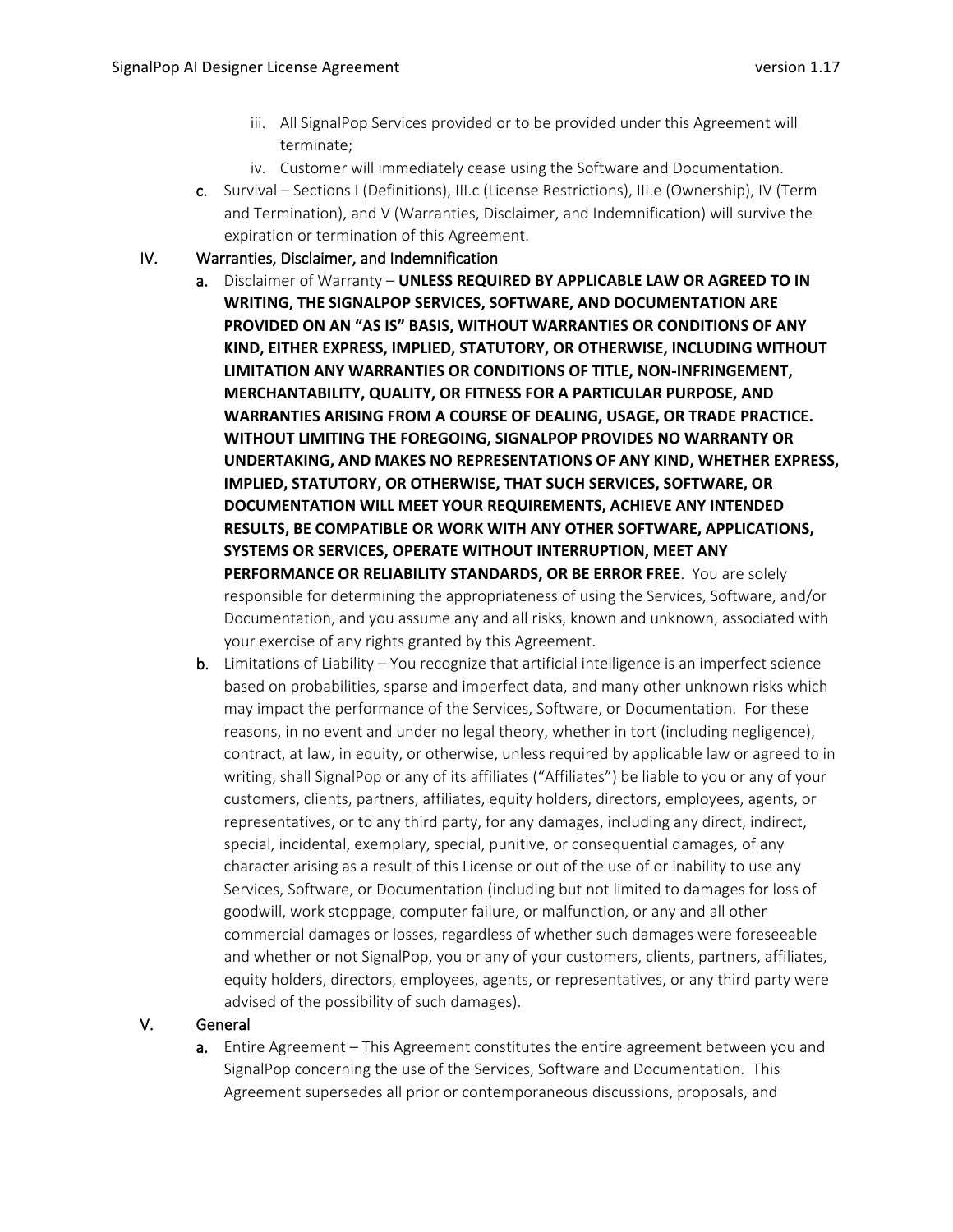iii. All SignalPop Services provided or to be provided under this Agreement will terminate;

iv. Customer will immediately cease using the Software and Documentation.

c. Survival – Sections I (Definitions), III.c (License Restrictions), III.e (Ownership), IV (Term and Termination), and V (Warranties, Disclaimer, and Indemnification) will survive the expiration or termination of this Agreement.

## IV. Warranties, Disclaimer, and Indemnification

a. Disclaimer of Warranty – **UNLESS REQUIRED BY APPLICABLE LAW OR AGREED TO IN WRITING, THE SIGNALPOP SERVICES, SOFTWARE, AND DOCUMENTATION ARE PROVIDED ON AN "AS IS" BASIS, WITHOUT WARRANTIES OR CONDITIONS OF ANY KIND, EITHER EXPRESS, IMPLIED, STATUTORY, OR OTHERWISE, INCLUDING WITHOUT LIMITATION ANY WARRANTIES OR CONDITIONS OF TITLE, NON-INFRINGEMENT, MERCHANTABILITY, QUALITY, OR FITNESS FOR A PARTICULAR PURPOSE, AND WARRANTIES ARISING FROM A COURSE OF DEALING, USAGE, OR TRADE PRACTICE. WITHOUT LIMITING THE FOREGOING, SIGNALPOP PROVIDES NO WARRANTY OR UNDERTAKING, AND MAKES NO REPRESENTATIONS OF ANY KIND, WHETHER EXPRESS, IMPLIED, STATUTORY, OR OTHERWISE, THAT SUCH SERVICES, SOFTWARE, OR DOCUMENTATION WILL MEET YOUR REQUIREMENTS, ACHIEVE ANY INTENDED RESULTS, BE COMPATIBLE OR WORK WITH ANY OTHER SOFTWARE, APPLICATIONS, SYSTEMS OR SERVICES, OPERATE WITHOUT INTERRUPTION, MEET ANY PERFORMANCE OR RELIABILITY STANDARDS, OR BE ERROR FREE**. You are solely responsible for determining the appropriateness of using the Services, Software, and/or Documentation, and you assume any and all risks, known and unknown, associated with your exercise of any rights granted by this Agreement.

b. Limitations of Liability – You recognize that artificial intelligence is an imperfect science based on probabilities, sparse and imperfect data, and many other unknown risks which may impact the performance of the Services, Software, or Documentation. For these reasons, in no event and under no legal theory, whether in tort (including negligence), contract, at law, in equity, or otherwise, unless required by applicable law or agreed to in writing, shall SignalPop or any of its affiliates ("Affiliates") be liable to you or any of your customers, clients, partners, affiliates, equity holders, directors, employees, agents, or representatives, or to any third party, for any damages, including any direct, indirect, special, incidental, exemplary, special, punitive, or consequential damages, of any character arising as a result of this License or out of the use of or inability to use any Services, Software, or Documentation (including but not limited to damages for loss of goodwill, work stoppage, computer failure, or malfunction, or any and all other commercial damages or losses, regardless of whether such damages were foreseeable and whether or not SignalPop, you or any of your customers, clients, partners, affiliates, equity holders, directors, employees, agents, or representatives, or any third party were advised of the possibility of such damages).

## V. General

a. Entire Agreement – This Agreement constitutes the entire agreement between you and SignalPop concerning the use of the Services, Software and Documentation. This Agreement supersedes all prior or contemporaneous discussions, proposals, and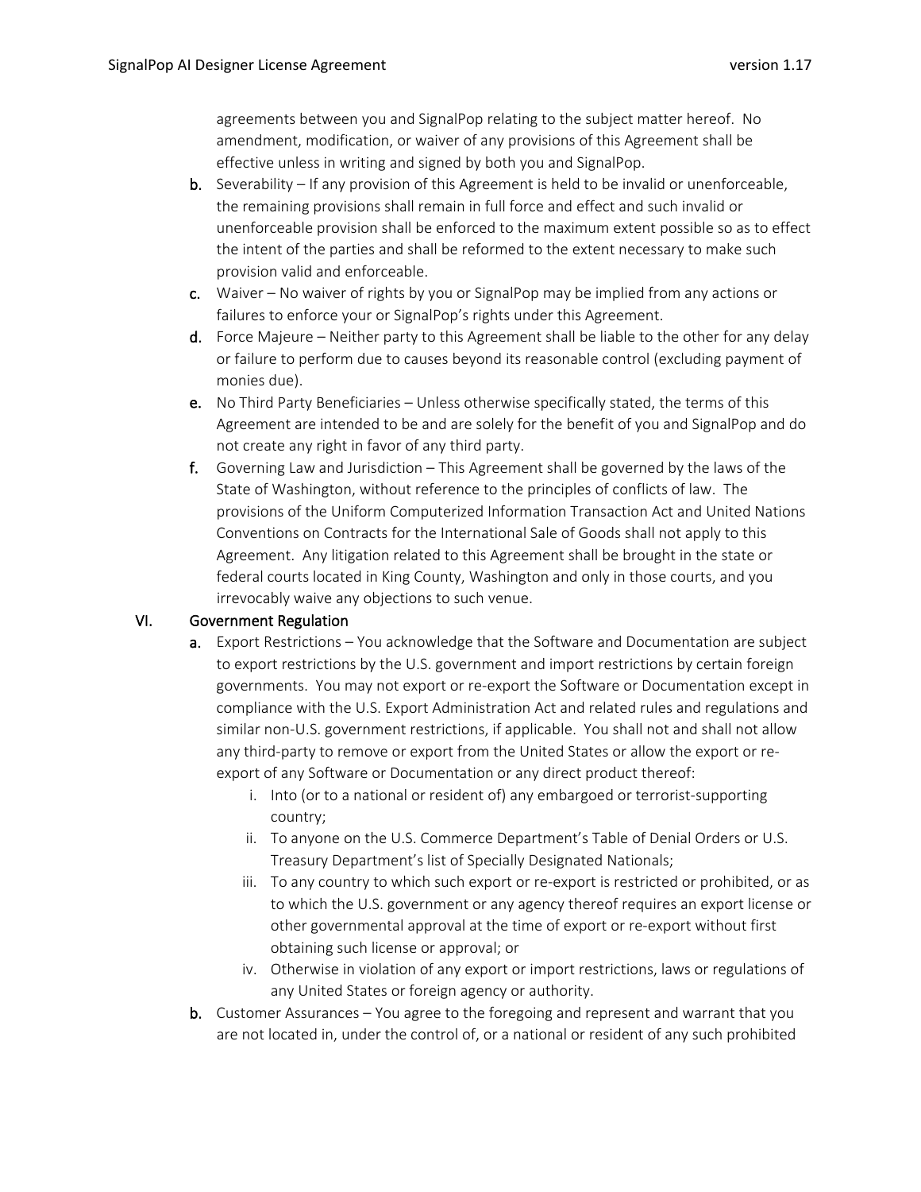agreements between you and SignalPop relating to the subject matter hereof. No amendment, modification, or waiver of any provisions of this Agreement shall be effective unless in writing and signed by both you and SignalPop.

b. Severability – If any provision of this Agreement is held to be invalid or unenforceable, the remaining provisions shall remain in full force and effect and such invalid or unenforceable provision shall be enforced to the maximum extent possible so as to effect the intent of the parties and shall be reformed to the extent necessary to make such provision valid and enforceable.

c. Waiver – No waiver of rights by you or SignalPop may be implied from any actions or failures to enforce your or SignalPop's rights under this Agreement.

d. Force Majeure – Neither party to this Agreement shall be liable to the other for any delay or failure to perform due to causes beyond its reasonable control (excluding payment of monies due).

e. No Third Party Beneficiaries – Unless otherwise specifically stated, the terms of this Agreement are intended to be and are solely for the benefit of you and SignalPop and do not create any right in favor of any third party.

f. Governing Law and Jurisdiction – This Agreement shall be governed by the laws of the State of Washington, without reference to the principles of conflicts of law. The provisions of the Uniform Computerized Information Transaction Act and United Nations Conventions on Contracts for the International Sale of Goods shall not apply to this Agreement. Any litigation related to this Agreement shall be brought in the state or federal courts located in King County, Washington and only in those courts, and you irrevocably waive any objections to such venue.

## VI. Government Regulation

a. Export Restrictions – You acknowledge that the Software and Documentation are subject to export restrictions by the U.S. government and import restrictions by certain foreign governments. You may not export or re-export the Software or Documentation except in compliance with the U.S. Export Administration Act and related rules and regulations and similar non-U.S. government restrictions, if applicable. You shall not and shall not allow any third-party to remove or export from the United States or allow the export or re-export of any Software or Documentation or any direct product thereof:

   i. Into (or to a national or resident of) any embargoed or terrorist-supporting country;
   ii. To anyone on the U.S. Commerce Department's Table of Denial Orders or U.S. Treasury Department's list of Specially Designated Nationals;
   iii. To any country to which such export or re-export is restricted or prohibited, or as to which the U.S. government or any agency thereof requires an export license or other governmental approval at the time of export or re-export without first obtaining such license or approval; or
   iv. Otherwise in violation of any export or import restrictions, laws or regulations of any United States or foreign agency or authority.

b. Customer Assurances – You agree to the foregoing and represent and warrant that you are not located in, under the control of, or a national or resident of any such prohibited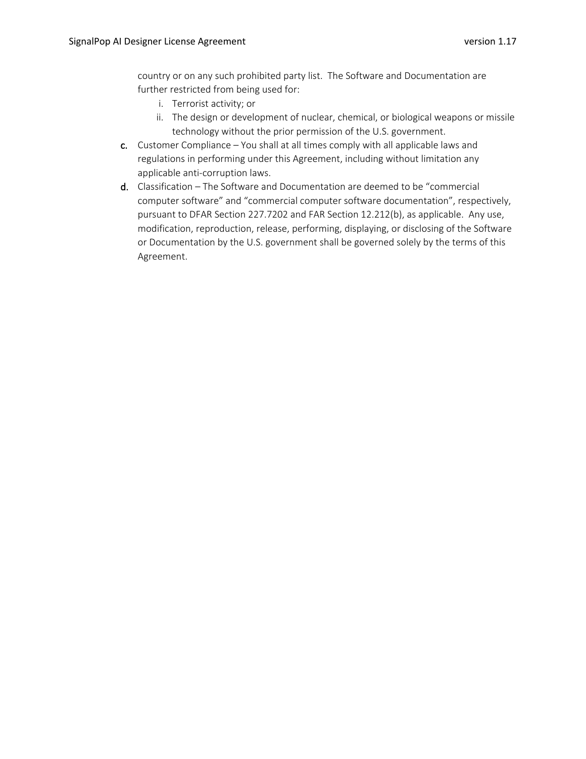country or on any such prohibited party list. The Software and Documentation are further restricted from being used for:

  i. Terrorist activity; or
  ii. The design or development of nuclear, chemical, or biological weapons or missile technology without the prior permission of the U.S. government.

c. Customer Compliance – You shall at all times comply with all applicable laws and regulations in performing under this Agreement, including without limitation any applicable anti-corruption laws.

d. Classification – The Software and Documentation are deemed to be "commercial computer software" and "commercial computer software documentation", respectively, pursuant to DFAR Section 227.7202 and FAR Section 12.212(b), as applicable. Any use, modification, reproduction, release, performing, displaying, or disclosing of the Software or Documentation by the U.S. government shall be governed solely by the terms of this Agreement.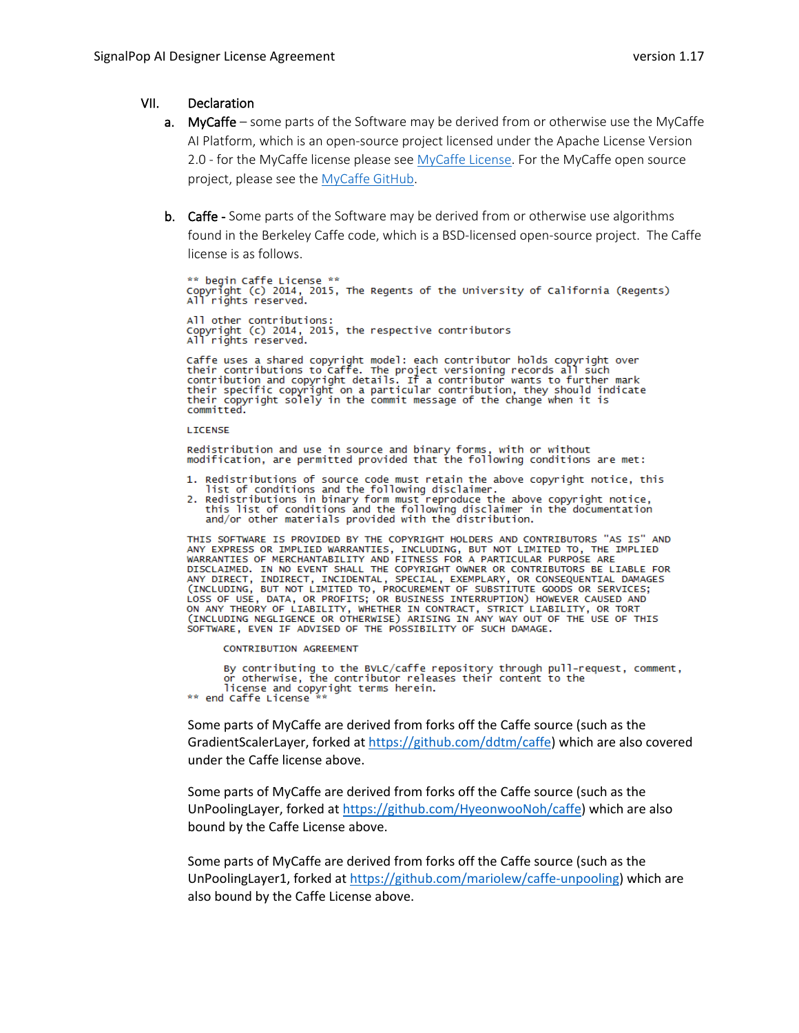## VII. Declaration

a. **MyCaffe** – some parts of the Software may be derived from or otherwise use the MyCaffe AI Platform, which is an open-source project licensed under the Apache License Version 2.0 - for the MyCaffe license please see MyCaffe License. For the MyCaffe open source project, please see the MyCaffe GitHub.

b. **Caffe** - Some parts of the Software may be derived from or otherwise use algorithms found in the Berkeley Caffe code, which is a BSD-licensed open-source project. The Caffe license is as follows.

```
** begin Caffe License **
Copyright (c) 2014, 2015, The Regents of the University of California (Regents)
All rights reserved.

All other contributions:
Copyright (c) 2014, 2015, the respective contributors
All rights reserved.

Caffe uses a shared copyright model: each contributor holds copyright over
their contributions to Caffe. The project versioning records all such
contribution and copyright details. If a contributor wants to further mark
their specific copyright on a particular contribution, they should indicate
their copyright solely in the commit message of the change when it is
committed.

LICENSE

Redistribution and use in source and binary forms, with or without
modification, are permitted provided that the following conditions are met:

1. Redistributions of source code must retain the above copyright notice, this
   list of conditions and the following disclaimer.
2. Redistributions in binary form must reproduce the above copyright notice,
   this list of conditions and the following disclaimer in the documentation
   and/or other materials provided with the distribution.

THIS SOFTWARE IS PROVIDED BY THE COPYRIGHT HOLDERS AND CONTRIBUTORS "AS IS" AND
ANY EXPRESS OR IMPLIED WARRANTIES, INCLUDING, BUT NOT LIMITED TO, THE IMPLIED
WARRANTIES OF MERCHANTABILITY AND FITNESS FOR A PARTICULAR PURPOSE ARE
DISCLAIMED. IN NO EVENT SHALL THE COPYRIGHT OWNER OR CONTRIBUTORS BE LIABLE FOR
ANY DIRECT, INDIRECT, INCIDENTAL, SPECIAL, EXEMPLARY, OR CONSEQUENTIAL DAMAGES
(INCLUDING, BUT NOT LIMITED TO, PROCUREMENT OF SUBSTITUTE GOODS OR SERVICES;
LOSS OF USE, DATA, OR PROFITS; OR BUSINESS INTERRUPTION) HOWEVER CAUSED AND
ON ANY THEORY OF LIABILITY, WHETHER IN CONTRACT, STRICT LIABILITY, OR TORT
(INCLUDING NEGLIGENCE OR OTHERWISE) ARISING IN ANY WAY OUT OF THE USE OF THIS
SOFTWARE, EVEN IF ADVISED OF THE POSSIBILITY OF SUCH DAMAGE.

        CONTRIBUTION AGREEMENT

        By contributing to the BVLC/caffe repository through pull-request, comment,
        or otherwise, the contributor releases their content to the
        license and copyright terms herein.
** end Caffe License **
```

Some parts of MyCaffe are derived from forks off the Caffe source (such as the GradientScalerLayer, forked at https://github.com/ddtm/caffe) which are also covered under the Caffe license above.

Some parts of MyCaffe are derived from forks off the Caffe source (such as the UnPoolingLayer, forked at https://github.com/HyeonwooNoh/caffe) which are also bound by the Caffe License above.

Some parts of MyCaffe are derived from forks off the Caffe source (such as the UnPoolingLayer1, forked at https://github.com/mariolew/caffe-unpooling) which are also bound by the Caffe License above.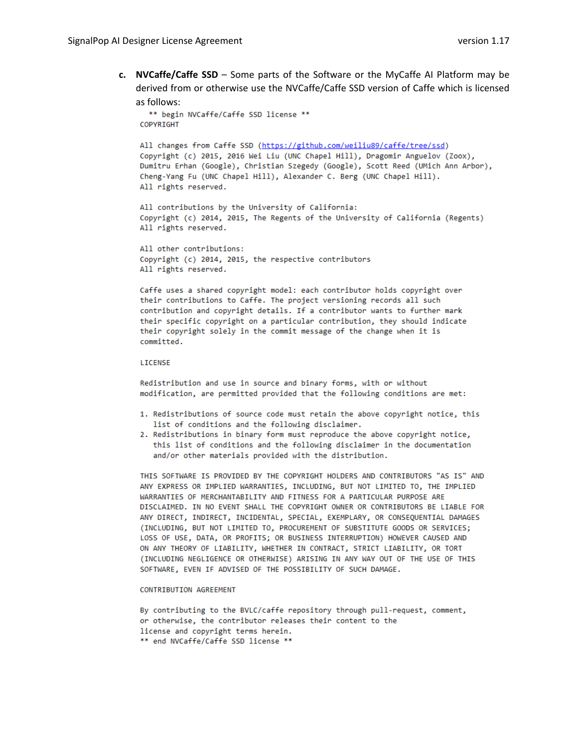**c. NVCaffe/Caffe SSD** – Some parts of the Software or the MyCaffe AI Platform may be derived from or otherwise use the NVCaffe/Caffe SSD version of Caffe which is licensed as follows:

```
  ** begin NVCaffe/Caffe SSD license **
COPYRIGHT

All changes from Caffe SSD (https://github.com/weiliu89/caffe/tree/ssd)
Copyright (c) 2015, 2016 Wei Liu (UNC Chapel Hill), Dragomir Anguelov (Zoox),
Dumitru Erhan (Google), Christian Szegedy (Google), Scott Reed (UMich Ann Arbor),
Cheng-Yang Fu (UNC Chapel Hill), Alexander C. Berg (UNC Chapel Hill).
All rights reserved.

All contributions by the University of California:
Copyright (c) 2014, 2015, The Regents of the University of California (Regents)
All rights reserved.

All other contributions:
Copyright (c) 2014, 2015, the respective contributors
All rights reserved.

Caffe uses a shared copyright model: each contributor holds copyright over
their contributions to Caffe. The project versioning records all such
contribution and copyright details. If a contributor wants to further mark
their specific copyright on a particular contribution, they should indicate
their copyright solely in the commit message of the change when it is
committed.

LICENSE

Redistribution and use in source and binary forms, with or without
modification, are permitted provided that the following conditions are met:

1. Redistributions of source code must retain the above copyright notice, this
   list of conditions and the following disclaimer.
2. Redistributions in binary form must reproduce the above copyright notice,
   this list of conditions and the following disclaimer in the documentation
   and/or other materials provided with the distribution.

THIS SOFTWARE IS PROVIDED BY THE COPYRIGHT HOLDERS AND CONTRIBUTORS "AS IS" AND
ANY EXPRESS OR IMPLIED WARRANTIES, INCLUDING, BUT NOT LIMITED TO, THE IMPLIED
WARRANTIES OF MERCHANTABILITY AND FITNESS FOR A PARTICULAR PURPOSE ARE
DISCLAIMED. IN NO EVENT SHALL THE COPYRIGHT OWNER OR CONTRIBUTORS BE LIABLE FOR
ANY DIRECT, INDIRECT, INCIDENTAL, SPECIAL, EXEMPLARY, OR CONSEQUENTIAL DAMAGES
(INCLUDING, BUT NOT LIMITED TO, PROCUREMENT OF SUBSTITUTE GOODS OR SERVICES;
LOSS OF USE, DATA, OR PROFITS; OR BUSINESS INTERRUPTION) HOWEVER CAUSED AND
ON ANY THEORY OF LIABILITY, WHETHER IN CONTRACT, STRICT LIABILITY, OR TORT
(INCLUDING NEGLIGENCE OR OTHERWISE) ARISING IN ANY WAY OUT OF THE USE OF THIS
SOFTWARE, EVEN IF ADVISED OF THE POSSIBILITY OF SUCH DAMAGE.

CONTRIBUTION AGREEMENT

By contributing to the BVLC/caffe repository through pull-request, comment,
or otherwise, the contributor releases their content to the
license and copyright terms herein.
** end NVCaffe/Caffe SSD license **
```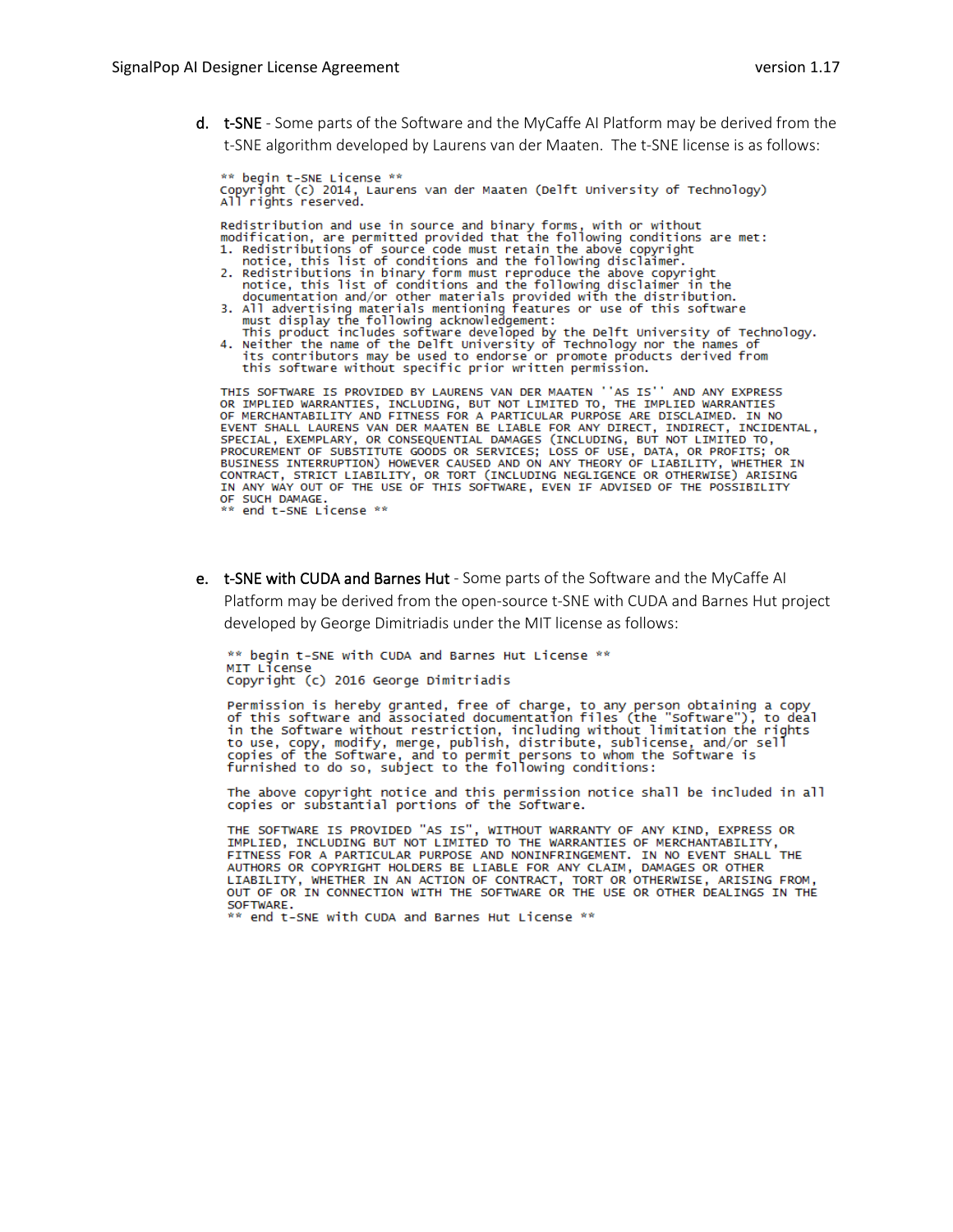d. **t-SNE** - Some parts of the Software and the MyCaffe AI Platform may be derived from the t-SNE algorithm developed by Laurens van der Maaten. The t-SNE license is as follows:

```
** begin t-SNE License **
Copyright (c) 2014, Laurens van der Maaten (Delft University of Technology)
All rights reserved.

Redistribution and use in source and binary forms, with or without
modification, are permitted provided that the following conditions are met:
1. Redistributions of source code must retain the above copyright
   notice, this list of conditions and the following disclaimer.
2. Redistributions in binary form must reproduce the above copyright
   notice, this list of conditions and the following disclaimer in the
   documentation and/or other materials provided with the distribution.
3. All advertising materials mentioning features or use of this software
   must display the following acknowledgement:
   This product includes software developed by the Delft University of Technology.
4. Neither the name of the Delft University of Technology nor the names of
   its contributors may be used to endorse or promote products derived from
   this software without specific prior written permission.

THIS SOFTWARE IS PROVIDED BY LAURENS VAN DER MAATEN ''AS IS'' AND ANY EXPRESS
OR IMPLIED WARRANTIES, INCLUDING, BUT NOT LIMITED TO, THE IMPLIED WARRANTIES
OF MERCHANTABILITY AND FITNESS FOR A PARTICULAR PURPOSE ARE DISCLAIMED. IN NO
EVENT SHALL LAURENS VAN DER MAATEN BE LIABLE FOR ANY DIRECT, INDIRECT, INCIDENTAL,
SPECIAL, EXEMPLARY, OR CONSEQUENTIAL DAMAGES (INCLUDING, BUT NOT LIMITED TO,
PROCUREMENT OF SUBSTITUTE GOODS OR SERVICES; LOSS OF USE, DATA, OR PROFITS; OR
BUSINESS INTERRUPTION) HOWEVER CAUSED AND ON ANY THEORY OF LIABILITY, WHETHER IN
CONTRACT, STRICT LIABILITY, OR TORT (INCLUDING NEGLIGENCE OR OTHERWISE) ARISING
IN ANY WAY OUT OF THE USE OF THIS SOFTWARE, EVEN IF ADVISED OF THE POSSIBILITY
OF SUCH DAMAGE.
** end t-SNE License **
```

e. **t-SNE with CUDA and Barnes Hut** - Some parts of the Software and the MyCaffe AI Platform may be derived from the open-source t-SNE with CUDA and Barnes Hut project developed by George Dimitriadis under the MIT license as follows:

```
** begin t-SNE with CUDA and Barnes Hut License **
MIT License
Copyright (c) 2016 George Dimitriadis

Permission is hereby granted, free of charge, to any person obtaining a copy
of this software and associated documentation files (the "Software"), to deal
in the Software without restriction, including without limitation the rights
to use, copy, modify, merge, publish, distribute, sublicense, and/or sell
copies of the Software, and to permit persons to whom the Software is
furnished to do so, subject to the following conditions:

The above copyright notice and this permission notice shall be included in all
copies or substantial portions of the Software.

THE SOFTWARE IS PROVIDED "AS IS", WITHOUT WARRANTY OF ANY KIND, EXPRESS OR
IMPLIED, INCLUDING BUT NOT LIMITED TO THE WARRANTIES OF MERCHANTABILITY,
FITNESS FOR A PARTICULAR PURPOSE AND NONINFRINGEMENT. IN NO EVENT SHALL THE
AUTHORS OR COPYRIGHT HOLDERS BE LIABLE FOR ANY CLAIM, DAMAGES OR OTHER
LIABILITY, WHETHER IN AN ACTION OF CONTRACT, TORT OR OTHERWISE, ARISING FROM,
OUT OF OR IN CONNECTION WITH THE SOFTWARE OR THE USE OR OTHER DEALINGS IN THE
SOFTWARE.
** end t-SNE with CUDA and Barnes Hut License **
```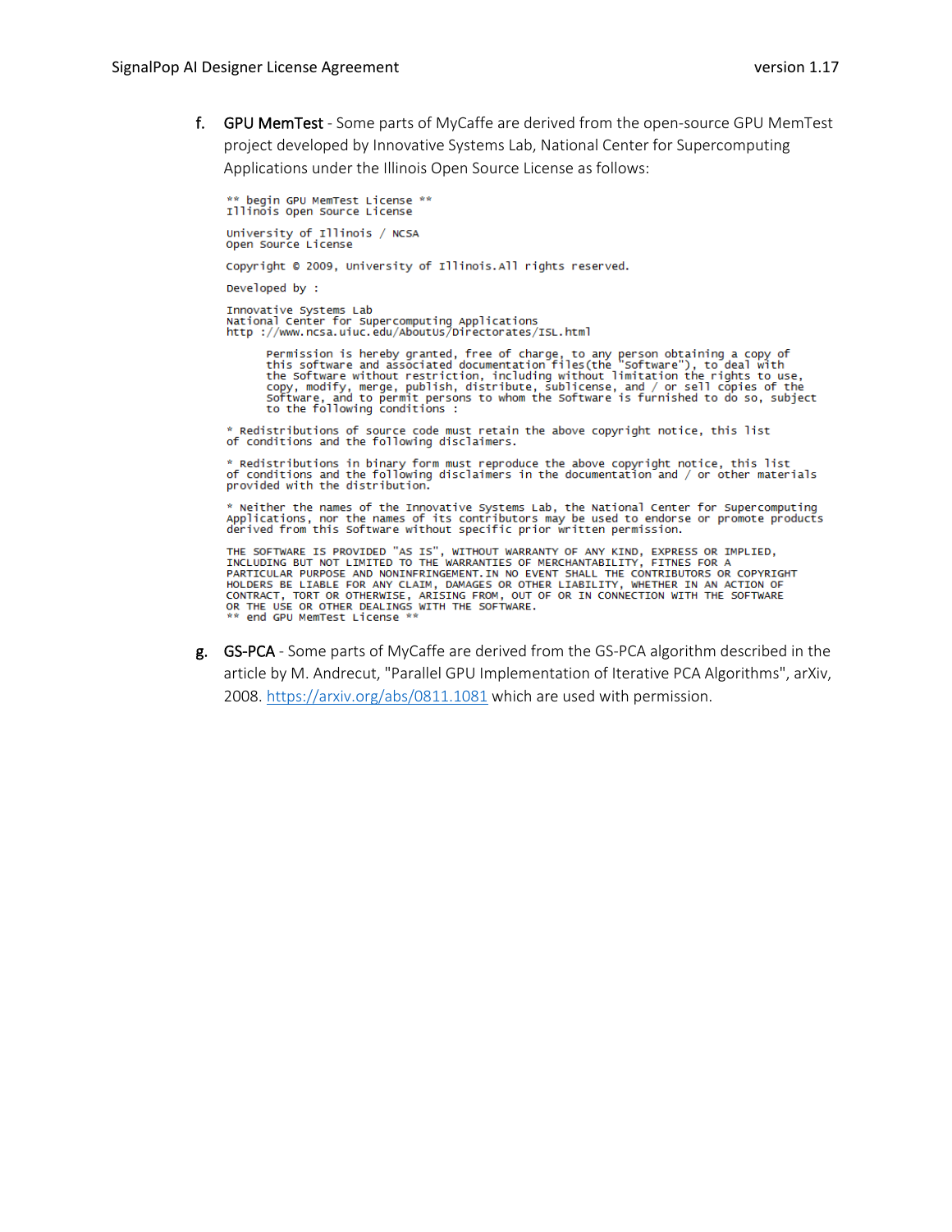f. **GPU MemTest** - Some parts of MyCaffe are derived from the open-source GPU MemTest project developed by Innovative Systems Lab, National Center for Supercomputing Applications under the Illinois Open Source License as follows:

```
** begin GPU MemTest License **
Illinois Open Source License

University of Illinois / NCSA
Open Source License

Copyright © 2009, University of Illinois.All rights reserved.

Developed by :

Innovative Systems Lab
National Center for Supercomputing Applications
http ://www.ncsa.uiuc.edu/AboutUs/Directorates/ISL.html

      Permission is hereby granted, free of charge, to any person obtaining a copy of
      this software and associated documentation files(the "Software"), to deal with
      the Software without restriction, including without limitation the rights to use,
      copy, modify, merge, publish, distribute, sublicense, and / or sell copies of the
      Software, and to permit persons to whom the Software is furnished to do so, subject
      to the following conditions :

* Redistributions of source code must retain the above copyright notice, this list
of conditions and the following disclaimers.

* Redistributions in binary form must reproduce the above copyright notice, this list
of conditions and the following disclaimers in the documentation and / or other materials
provided with the distribution.

* Neither the names of the Innovative Systems Lab, the National Center for Supercomputing
Applications, nor the names of its contributors may be used to endorse or promote products
derived from this Software without specific prior written permission.

THE SOFTWARE IS PROVIDED "AS IS", WITHOUT WARRANTY OF ANY KIND, EXPRESS OR IMPLIED,
INCLUDING BUT NOT LIMITED TO THE WARRANTIES OF MERCHANTABILITY, FITNES FOR A
PARTICULAR PURPOSE AND NONINFRINGEMENT.IN NO EVENT SHALL THE CONTRIBUTORS OR COPYRIGHT
HOLDERS BE LIABLE FOR ANY CLAIM, DAMAGES OR OTHER LIABILITY, WHETHER IN AN ACTION OF
CONTRACT, TORT OR OTHERWISE, ARISING FROM, OUT OF OR IN CONNECTION WITH THE SOFTWARE
OR THE USE OR OTHER DEALINGS WITH THE SOFTWARE.
** end GPU MemTest License **
```

g. **GS-PCA** - Some parts of MyCaffe are derived from the GS-PCA algorithm described in the article by M. Andrecut, "Parallel GPU Implementation of Iterative PCA Algorithms", arXiv, 2008. https://arxiv.org/abs/0811.1081 which are used with permission.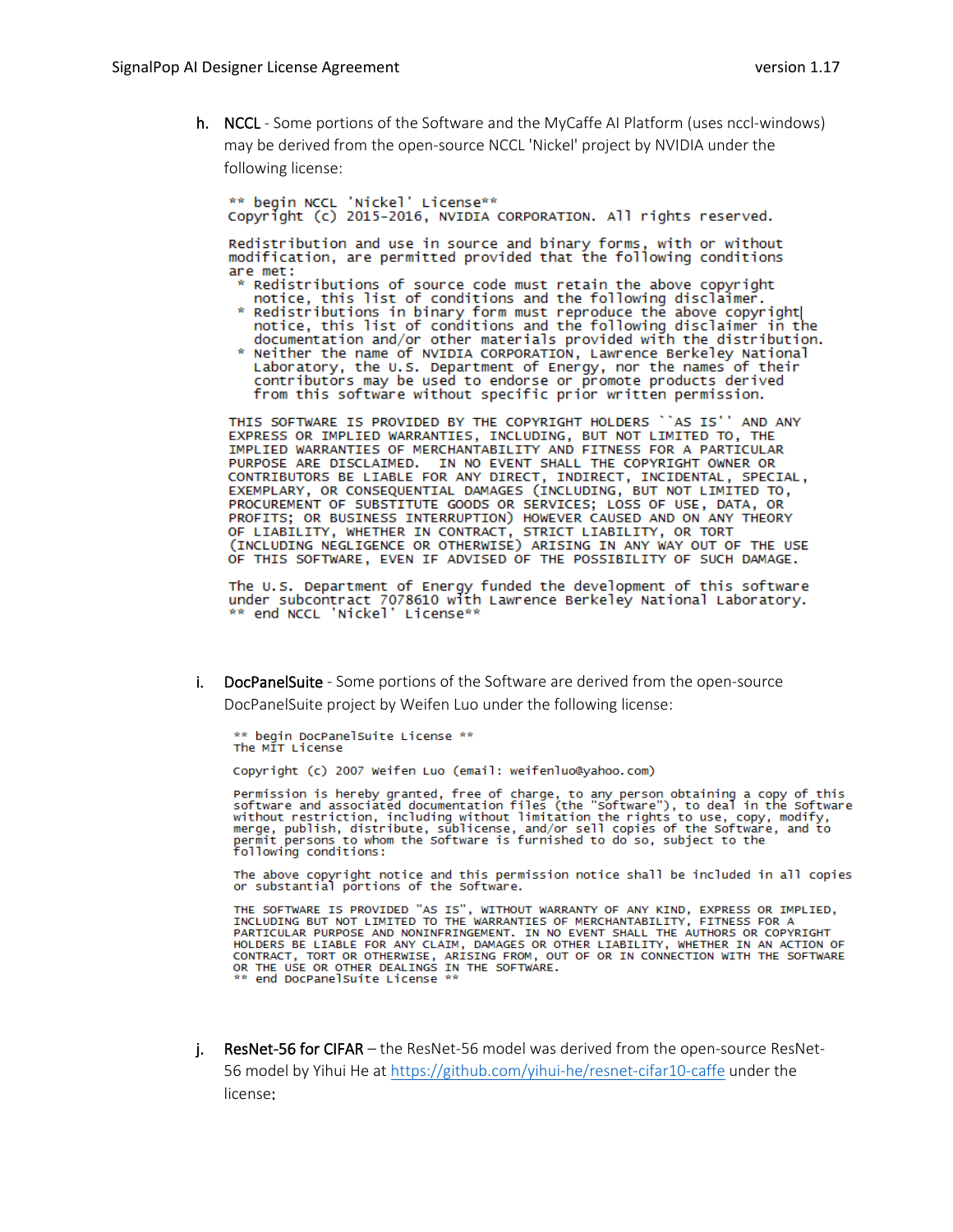h. **NCCL** - Some portions of the Software and the MyCaffe AI Platform (uses nccl-windows) may be derived from the open-source NCCL 'Nickel' project by NVIDIA under the following license:

```
** begin NCCL 'Nickel' License**
Copyright (c) 2015-2016, NVIDIA CORPORATION. All rights reserved.

Redistribution and use in source and binary forms, with or without
modification, are permitted provided that the following conditions
are met:
 * Redistributions of source code must retain the above copyright
   notice, this list of conditions and the following disclaimer.
 * Redistributions in binary form must reproduce the above copyright
   notice, this list of conditions and the following disclaimer in the
   documentation and/or other materials provided with the distribution.
 * Neither the name of NVIDIA CORPORATION, Lawrence Berkeley National
   Laboratory, the U.S. Department of Energy, nor the names of their
   contributors may be used to endorse or promote products derived
   from this software without specific prior written permission.

THIS SOFTWARE IS PROVIDED BY THE COPYRIGHT HOLDERS ``AS IS'' AND ANY
EXPRESS OR IMPLIED WARRANTIES, INCLUDING, BUT NOT LIMITED TO, THE
IMPLIED WARRANTIES OF MERCHANTABILITY AND FITNESS FOR A PARTICULAR
PURPOSE ARE DISCLAIMED.  IN NO EVENT SHALL THE COPYRIGHT OWNER OR
CONTRIBUTORS BE LIABLE FOR ANY DIRECT, INDIRECT, INCIDENTAL, SPECIAL,
EXEMPLARY, OR CONSEQUENTIAL DAMAGES (INCLUDING, BUT NOT LIMITED TO,
PROCUREMENT OF SUBSTITUTE GOODS OR SERVICES; LOSS OF USE, DATA, OR
PROFITS; OR BUSINESS INTERRUPTION) HOWEVER CAUSED AND ON ANY THEORY
OF LIABILITY, WHETHER IN CONTRACT, STRICT LIABILITY, OR TORT
(INCLUDING NEGLIGENCE OR OTHERWISE) ARISING IN ANY WAY OUT OF THE USE
OF THIS SOFTWARE, EVEN IF ADVISED OF THE POSSIBILITY OF SUCH DAMAGE.

The U.S. Department of Energy funded the development of this software
under subcontract 7078610 with Lawrence Berkeley National Laboratory.
** end NCCL 'Nickel' License**
```

i. **DocPanelSuite** - Some portions of the Software are derived from the open-source DocPanelSuite project by Weifen Luo under the following license:

```
** begin DocPanelSuite License **
The MIT License

Copyright (c) 2007 Weifen Luo (email: weifenluo@yahoo.com)

Permission is hereby granted, free of charge, to any person obtaining a copy of this
software and associated documentation files (the "Software"), to deal in the Software
without restriction, including without limitation the rights to use, copy, modify,
merge, publish, distribute, sublicense, and/or sell copies of the Software, and to
permit persons to whom the Software is furnished to do so, subject to the
following conditions:

The above copyright notice and this permission notice shall be included in all copies
or substantial portions of the Software.

THE SOFTWARE IS PROVIDED "AS IS", WITHOUT WARRANTY OF ANY KIND, EXPRESS OR IMPLIED,
INCLUDING BUT NOT LIMITED TO THE WARRANTIES OF MERCHANTABILITY, FITNESS FOR A
PARTICULAR PURPOSE AND NONINFRINGEMENT. IN NO EVENT SHALL THE AUTHORS OR COPYRIGHT
HOLDERS BE LIABLE FOR ANY CLAIM, DAMAGES OR OTHER LIABILITY, WHETHER IN AN ACTION OF
CONTRACT, TORT OR OTHERWISE, ARISING FROM, OUT OF OR IN CONNECTION WITH THE SOFTWARE
OR THE USE OR OTHER DEALINGS IN THE SOFTWARE.
** end DocPanelSuite License **
```

j. **ResNet-56 for CIFAR** – the ResNet-56 model was derived from the open-source ResNet-56 model by Yihui He at [https://github.com/yihui-he/resnet-cifar10-caffe](https://github.com/yihui-he/resnet-cifar10-caffe) under the license: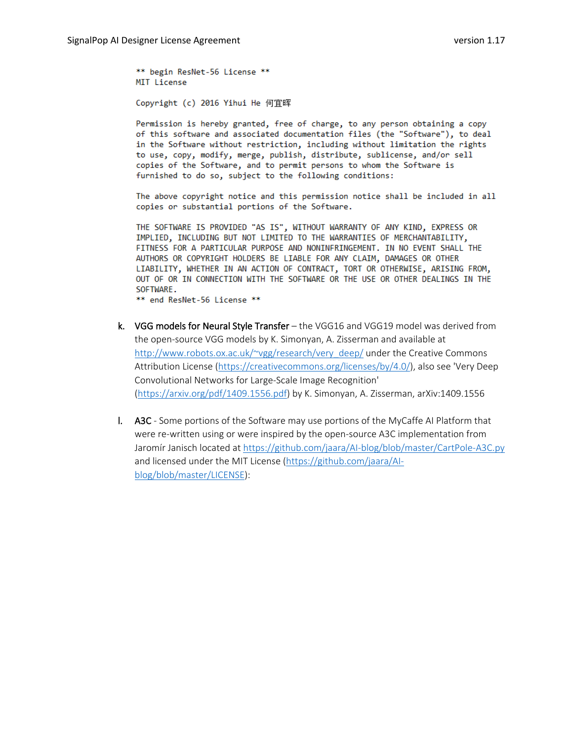```
** begin ResNet-56 License **
MIT License

Copyright (c) 2016 Yihui He 何宜晖

Permission is hereby granted, free of charge, to any person obtaining a copy
of this software and associated documentation files (the "Software"), to deal
in the Software without restriction, including without limitation the rights
to use, copy, modify, merge, publish, distribute, sublicense, and/or sell
copies of the Software, and to permit persons to whom the Software is
furnished to do so, subject to the following conditions:

The above copyright notice and this permission notice shall be included in all
copies or substantial portions of the Software.

THE SOFTWARE IS PROVIDED "AS IS", WITHOUT WARRANTY OF ANY KIND, EXPRESS OR
IMPLIED, INCLUDING BUT NOT LIMITED TO THE WARRANTIES OF MERCHANTABILITY,
FITNESS FOR A PARTICULAR PURPOSE AND NONINFRINGEMENT. IN NO EVENT SHALL THE
AUTHORS OR COPYRIGHT HOLDERS BE LIABLE FOR ANY CLAIM, DAMAGES OR OTHER
LIABILITY, WHETHER IN AN ACTION OF CONTRACT, TORT OR OTHERWISE, ARISING FROM,
OUT OF OR IN CONNECTION WITH THE SOFTWARE OR THE USE OR OTHER DEALINGS IN THE
SOFTWARE.
** end ResNet-56 License **
```

k. VGG models for Neural Style Transfer – the VGG16 and VGG19 model was derived from the open-source VGG models by K. Simonyan, A. Zisserman and available at http://www.robots.ox.ac.uk/~vgg/research/very_deep/ under the Creative Commons Attribution License (https://creativecommons.org/licenses/by/4.0/), also see 'Very Deep Convolutional Networks for Large-Scale Image Recognition' (https://arxiv.org/pdf/1409.1556.pdf) by K. Simonyan, A. Zisserman, arXiv:1409.1556

l. A3C - Some portions of the Software may use portions of the MyCaffe AI Platform that were re-written using or were inspired by the open-source A3C implementation from Jaromír Janisch located at https://github.com/jaara/AI-blog/blob/master/CartPole-A3C.py and licensed under the MIT License (https://github.com/jaara/AI-blog/blob/master/LICENSE):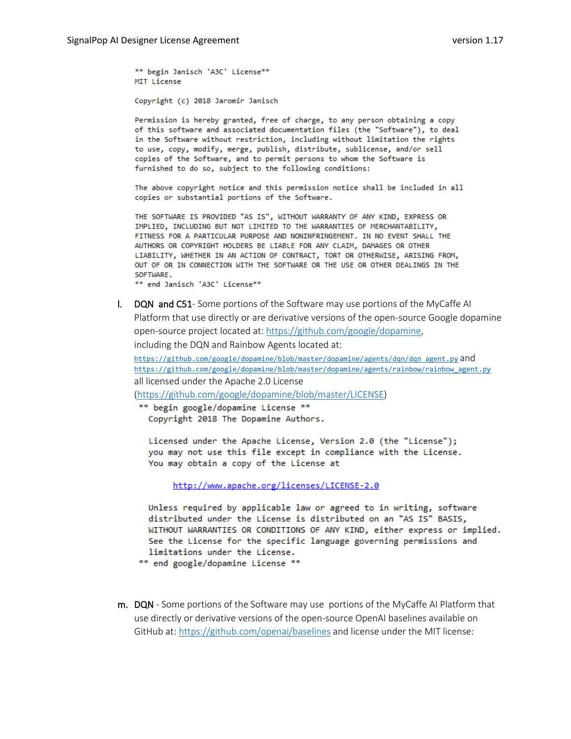```
** begin Janisch 'A3C' License**
MIT License

Copyright (c) 2018 Jaromír Janisch

Permission is hereby granted, free of charge, to any person obtaining a copy
of this software and associated documentation files (the "Software"), to deal
in the Software without restriction, including without limitation the rights
to use, copy, modify, merge, publish, distribute, sublicense, and/or sell
copies of the Software, and to permit persons to whom the Software is
furnished to do so, subject to the following conditions:

The above copyright notice and this permission notice shall be included in all
copies or substantial portions of the Software.

THE SOFTWARE IS PROVIDED "AS IS", WITHOUT WARRANTY OF ANY KIND, EXPRESS OR
IMPLIED, INCLUDING BUT NOT LIMITED TO THE WARRANTIES OF MERCHANTABILITY,
FITNESS FOR A PARTICULAR PURPOSE AND NONINFRINGEMENT. IN NO EVENT SHALL THE
AUTHORS OR COPYRIGHT HOLDERS BE LIABLE FOR ANY CLAIM, DAMAGES OR OTHER
LIABILITY, WHETHER IN AN ACTION OF CONTRACT, TORT OR OTHERWISE, ARISING FROM,
OUT OF OR IN CONNECTION WITH THE SOFTWARE OR THE USE OR OTHER DEALINGS IN THE
SOFTWARE.
** end Janisch 'A3C' License**
```

l. DQN and C51- Some portions of the Software may use portions of the MyCaffe AI Platform that use directly or are derivative versions of the open-source Google dopamine open-source project located at: https://github.com/google/dopamine, including the DQN and Rainbow Agents located at:
https://github.com/google/dopamine/blob/master/dopamine/agents/dqn/dqn_agent.py and https://github.com/google/dopamine/blob/master/dopamine/agents/rainbow/rainbow_agent.py all licensed under the Apache 2.0 License (https://github.com/google/dopamine/blob/master/LICENSE)

```
** begin google/dopamine License **
  Copyright 2018 The Dopamine Authors.

  Licensed under the Apache License, Version 2.0 (the "License");
  you may not use this file except in compliance with the License.
  You may obtain a copy of the License at

       http://www.apache.org/licenses/LICENSE-2.0

  Unless required by applicable law or agreed to in writing, software
  distributed under the License is distributed on an "AS IS" BASIS,
  WITHOUT WARRANTIES OR CONDITIONS OF ANY KIND, either express or implied.
  See the License for the specific language governing permissions and
  limitations under the License.
** end google/dopamine License **
```

m. DQN - Some portions of the Software may use portions of the MyCaffe AI Platform that use directly or derivative versions of the open-source OpenAI baselines available on GitHub at: https://github.com/openai/baselines and license under the MIT license: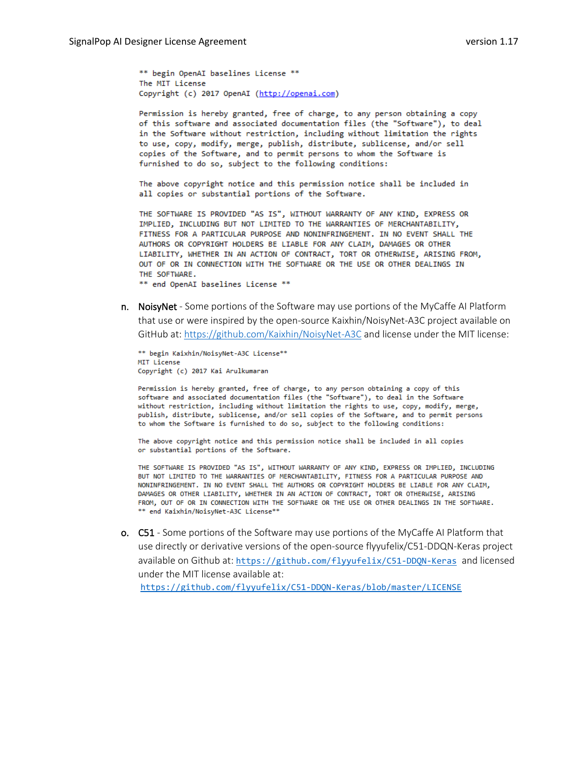```
** begin OpenAI baselines License **
The MIT License
Copyright (c) 2017 OpenAI (http://openai.com)

Permission is hereby granted, free of charge, to any person obtaining a copy
of this software and associated documentation files (the "Software"), to deal
in the Software without restriction, including without limitation the rights
to use, copy, modify, merge, publish, distribute, sublicense, and/or sell
copies of the Software, and to permit persons to whom the Software is
furnished to do so, subject to the following conditions:

The above copyright notice and this permission notice shall be included in
all copies or substantial portions of the Software.

THE SOFTWARE IS PROVIDED "AS IS", WITHOUT WARRANTY OF ANY KIND, EXPRESS OR
IMPLIED, INCLUDING BUT NOT LIMITED TO THE WARRANTIES OF MERCHANTABILITY,
FITNESS FOR A PARTICULAR PURPOSE AND NONINFRINGEMENT. IN NO EVENT SHALL THE
AUTHORS OR COPYRIGHT HOLDERS BE LIABLE FOR ANY CLAIM, DAMAGES OR OTHER
LIABILITY, WHETHER IN AN ACTION OF CONTRACT, TORT OR OTHERWISE, ARISING FROM,
OUT OF OR IN CONNECTION WITH THE SOFTWARE OR THE USE OR OTHER DEALINGS IN
THE SOFTWARE.
** end OpenAI baselines License **
```

n. NoisyNet - Some portions of the Software may use portions of the MyCaffe AI Platform that use or were inspired by the open-source Kaixhin/NoisyNet-A3C project available on GitHub at: https://github.com/Kaixhin/NoisyNet-A3C and license under the MIT license:

```
** begin Kaixhin/NoisyNet-A3C License**
MIT License
Copyright (c) 2017 Kai Arulkumaran

Permission is hereby granted, free of charge, to any person obtaining a copy of this
software and associated documentation files (the "Software"), to deal in the Software
without restriction, including without limitation the rights to use, copy, modify, merge,
publish, distribute, sublicense, and/or sell copies of the Software, and to permit persons
to whom the Software is furnished to do so, subject to the following conditions:

The above copyright notice and this permission notice shall be included in all copies
or substantial portions of the Software.

THE SOFTWARE IS PROVIDED "AS IS", WITHOUT WARRANTY OF ANY KIND, EXPRESS OR IMPLIED, INCLUDING
BUT NOT LIMITED TO THE WARRANTIES OF MERCHANTABILITY, FITNESS FOR A PARTICULAR PURPOSE AND
NONINFRINGEMENT. IN NO EVENT SHALL THE AUTHORS OR COPYRIGHT HOLDERS BE LIABLE FOR ANY CLAIM,
DAMAGES OR OTHER LIABILITY, WHETHER IN AN ACTION OF CONTRACT, TORT OR OTHERWISE, ARISING
FROM, OUT OF OR IN CONNECTION WITH THE SOFTWARE OR THE USE OR OTHER DEALINGS IN THE SOFTWARE.
** end Kaixhin/NoisyNet-A3C License**
```

o. C51 - Some portions of the Software may use portions of the MyCaffe AI Platform that use directly or derivative versions of the open-source flyyufelix/C51-DDQN-Keras project available on Github at: https://github.com/flyyufelix/C51-DDQN-Keras and licensed under the MIT license available at: https://github.com/flyyufelix/C51-DDQN-Keras/blob/master/LICENSE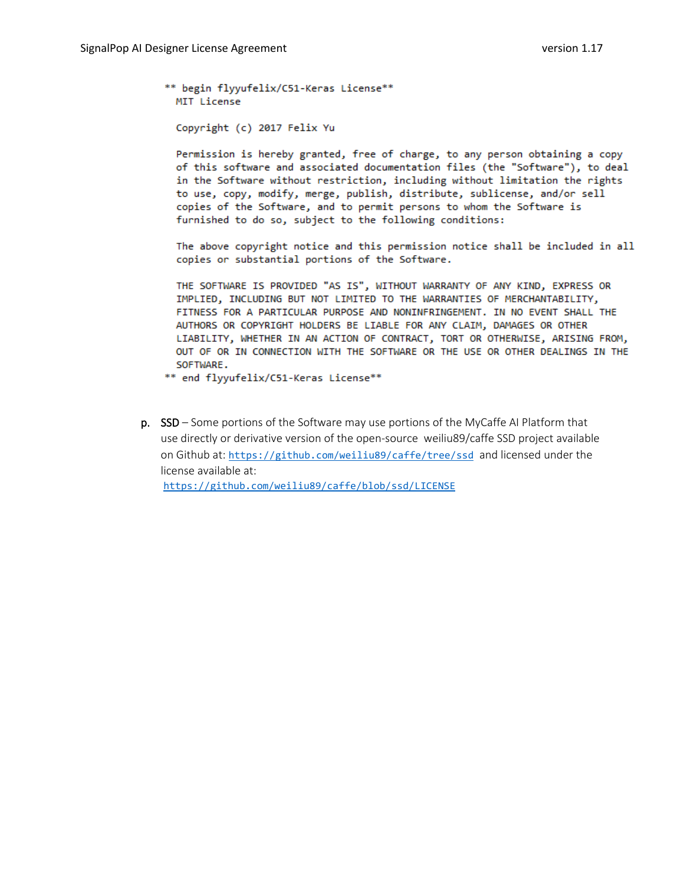```
** begin flyyufelix/C51-Keras License**
  MIT License

  Copyright (c) 2017 Felix Yu

  Permission is hereby granted, free of charge, to any person obtaining a copy
  of this software and associated documentation files (the "Software"), to deal
  in the Software without restriction, including without limitation the rights
  to use, copy, modify, merge, publish, distribute, sublicense, and/or sell
  copies of the Software, and to permit persons to whom the Software is
  furnished to do so, subject to the following conditions:

  The above copyright notice and this permission notice shall be included in all
  copies or substantial portions of the Software.

  THE SOFTWARE IS PROVIDED "AS IS", WITHOUT WARRANTY OF ANY KIND, EXPRESS OR
  IMPLIED, INCLUDING BUT NOT LIMITED TO THE WARRANTIES OF MERCHANTABILITY,
  FITNESS FOR A PARTICULAR PURPOSE AND NONINFRINGEMENT. IN NO EVENT SHALL THE
  AUTHORS OR COPYRIGHT HOLDERS BE LIABLE FOR ANY CLAIM, DAMAGES OR OTHER
  LIABILITY, WHETHER IN AN ACTION OF CONTRACT, TORT OR OTHERWISE, ARISING FROM,
  OUT OF OR IN CONNECTION WITH THE SOFTWARE OR THE USE OR OTHER DEALINGS IN THE
  SOFTWARE.
** end flyyufelix/C51-Keras License**
```

p. SSD – Some portions of the Software may use portions of the MyCaffe AI Platform that use directly or derivative version of the open-source weiliu89/caffe SSD project available on Github at: https://github.com/weiliu89/caffe/tree/ssd and licensed under the license available at: https://github.com/weiliu89/caffe/blob/ssd/LICENSE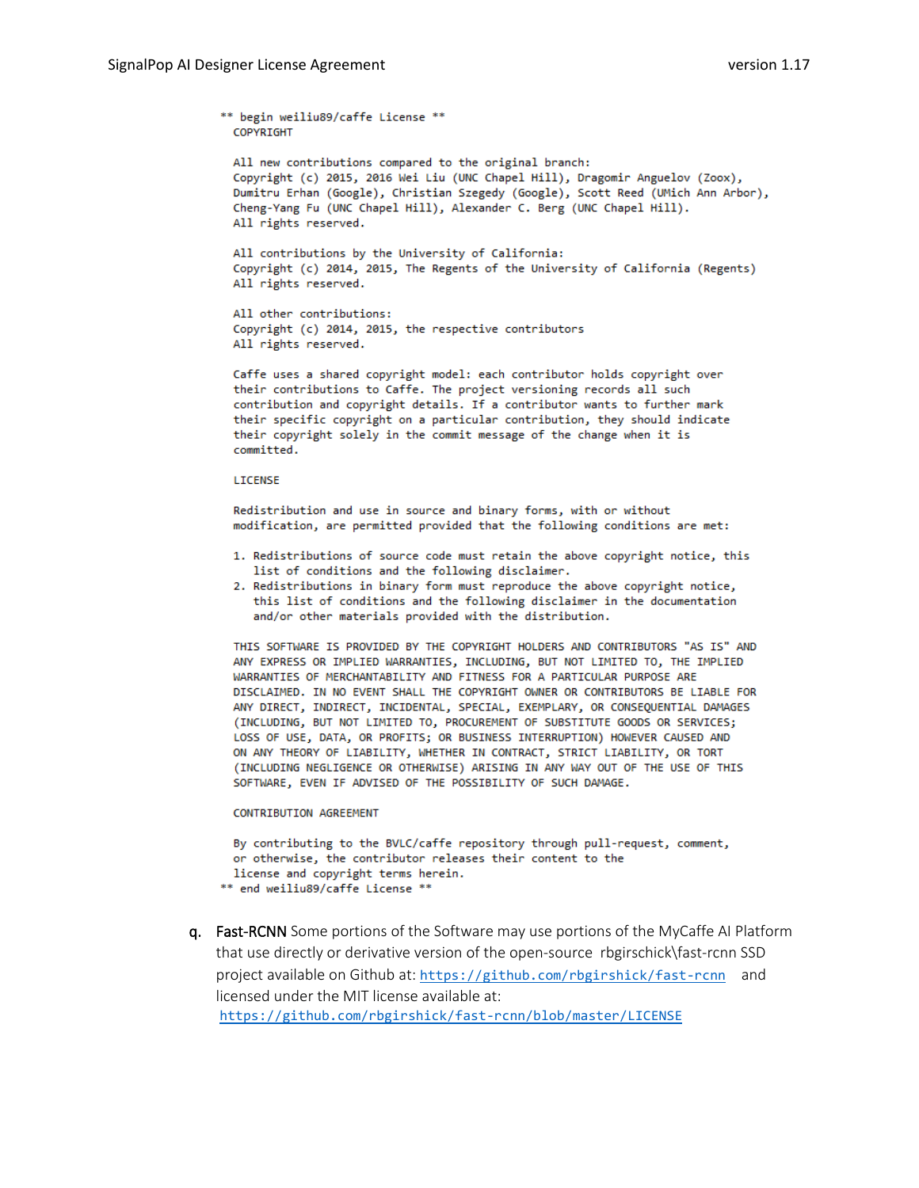```
** begin weiliu89/caffe License **
  COPYRIGHT

  All new contributions compared to the original branch:
  Copyright (c) 2015, 2016 Wei Liu (UNC Chapel Hill), Dragomir Anguelov (Zoox),
  Dumitru Erhan (Google), Christian Szegedy (Google), Scott Reed (UMich Ann Arbor),
  Cheng-Yang Fu (UNC Chapel Hill), Alexander C. Berg (UNC Chapel Hill).
  All rights reserved.

  All contributions by the University of California:
  Copyright (c) 2014, 2015, The Regents of the University of California (Regents)
  All rights reserved.

  All other contributions:
  Copyright (c) 2014, 2015, the respective contributors
  All rights reserved.

  Caffe uses a shared copyright model: each contributor holds copyright over
  their contributions to Caffe. The project versioning records all such
  contribution and copyright details. If a contributor wants to further mark
  their specific copyright on a particular contribution, they should indicate
  their copyright solely in the commit message of the change when it is
  committed.

  LICENSE

  Redistribution and use in source and binary forms, with or without
  modification, are permitted provided that the following conditions are met:

  1. Redistributions of source code must retain the above copyright notice, this
     list of conditions and the following disclaimer.
  2. Redistributions in binary form must reproduce the above copyright notice,
     this list of conditions and the following disclaimer in the documentation
     and/or other materials provided with the distribution.

  THIS SOFTWARE IS PROVIDED BY THE COPYRIGHT HOLDERS AND CONTRIBUTORS "AS IS" AND
  ANY EXPRESS OR IMPLIED WARRANTIES, INCLUDING, BUT NOT LIMITED TO, THE IMPLIED
  WARRANTIES OF MERCHANTABILITY AND FITNESS FOR A PARTICULAR PURPOSE ARE
  DISCLAIMED. IN NO EVENT SHALL THE COPYRIGHT OWNER OR CONTRIBUTORS BE LIABLE FOR
  ANY DIRECT, INDIRECT, INCIDENTAL, SPECIAL, EXEMPLARY, OR CONSEQUENTIAL DAMAGES
  (INCLUDING, BUT NOT LIMITED TO, PROCUREMENT OF SUBSTITUTE GOODS OR SERVICES;
  LOSS OF USE, DATA, OR PROFITS; OR BUSINESS INTERRUPTION) HOWEVER CAUSED AND
  ON ANY THEORY OF LIABILITY, WHETHER IN CONTRACT, STRICT LIABILITY, OR TORT
  (INCLUDING NEGLIGENCE OR OTHERWISE) ARISING IN ANY WAY OUT OF THE USE OF THIS
  SOFTWARE, EVEN IF ADVISED OF THE POSSIBILITY OF SUCH DAMAGE.

  CONTRIBUTION AGREEMENT

  By contributing to the BVLC/caffe repository through pull-request, comment,
  or otherwise, the contributor releases their content to the
  license and copyright terms herein.
** end weiliu89/caffe License **
```

q. **Fast-RCNN** Some portions of the Software may use portions of the MyCaffe AI Platform that use directly or derivative version of the open-source rbgirschick\fast-rcnn SSD project available on Github at: https://github.com/rbgirshick/fast-rcnn and licensed under the MIT license available at: https://github.com/rbgirshick/fast-rcnn/blob/master/LICENSE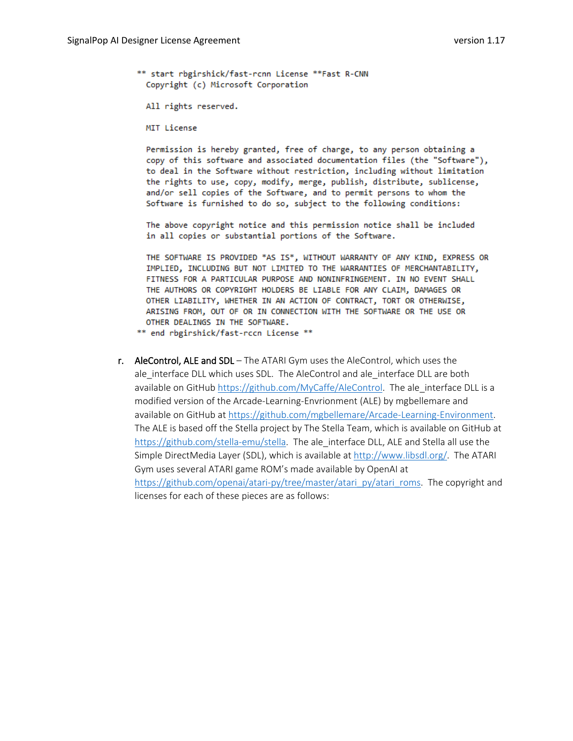```
** start rbgirshick/fast-rcnn License **Fast R-CNN
  Copyright (c) Microsoft Corporation

  All rights reserved.

  MIT License

  Permission is hereby granted, free of charge, to any person obtaining a
  copy of this software and associated documentation files (the "Software"),
  to deal in the Software without restriction, including without limitation
  the rights to use, copy, modify, merge, publish, distribute, sublicense,
  and/or sell copies of the Software, and to permit persons to whom the
  Software is furnished to do so, subject to the following conditions:

  The above copyright notice and this permission notice shall be included
  in all copies or substantial portions of the Software.

  THE SOFTWARE IS PROVIDED *AS IS*, WITHOUT WARRANTY OF ANY KIND, EXPRESS OR
  IMPLIED, INCLUDING BUT NOT LIMITED TO THE WARRANTIES OF MERCHANTABILITY,
  FITNESS FOR A PARTICULAR PURPOSE AND NONINFRINGEMENT. IN NO EVENT SHALL
  THE AUTHORS OR COPYRIGHT HOLDERS BE LIABLE FOR ANY CLAIM, DAMAGES OR
  OTHER LIABILITY, WHETHER IN AN ACTION OF CONTRACT, TORT OR OTHERWISE,
  ARISING FROM, OUT OF OR IN CONNECTION WITH THE SOFTWARE OR THE USE OR
  OTHER DEALINGS IN THE SOFTWARE.
** end rbgirshick/fast-rccn License **
```

r. AleControl, ALE and SDL – The ATARI Gym uses the AleControl, which uses the ale_interface DLL which uses SDL. The AleControl and ale_interface DLL are both available on GitHub https://github.com/MyCaffe/AleControl. The ale_interface DLL is a modified version of the Arcade-Learning-Envrionment (ALE) by mgbellemare and available on GitHub at https://github.com/mgbellemare/Arcade-Learning-Environment. The ALE is based off the Stella project by The Stella Team, which is available on GitHub at https://github.com/stella-emu/stella. The ale_interface DLL, ALE and Stella all use the Simple DirectMedia Layer (SDL), which is available at http://www.libsdl.org/. The ATARI Gym uses several ATARI game ROM's made available by OpenAI at https://github.com/openai/atari-py/tree/master/atari_py/atari_roms. The copyright and licenses for each of these pieces are as follows: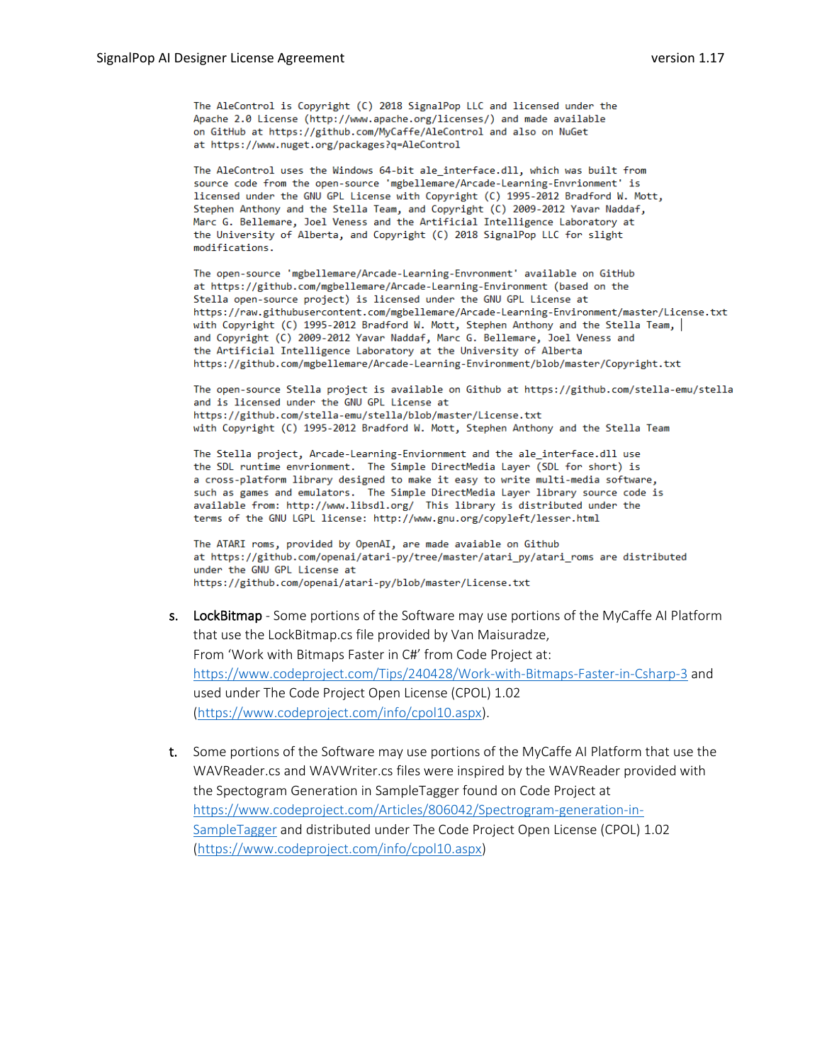```
The AleControl is Copyright (C) 2018 SignalPop LLC and licensed under the
Apache 2.0 License (http://www.apache.org/licenses/) and made available
on GitHub at https://github.com/MyCaffe/AleControl and also on NuGet
at https://www.nuget.org/packages?q=AleControl

The AleControl uses the Windows 64-bit ale_interface.dll, which was built from
source code from the open-source 'mgbellemare/Arcade-Learning-Envrionment' is
licensed under the GNU GPL License with Copyright (C) 1995-2012 Bradford W. Mott,
Stephen Anthony and the Stella Team, and Copyright (C) 2009-2012 Yavar Naddaf,
Marc G. Bellemare, Joel Veness and the Artificial Intelligence Laboratory at
the University of Alberta, and Copyright (C) 2018 SignalPop LLC for slight
modifications.

The open-source 'mgbellemare/Arcade-Learning-Envronment' available on GitHub
at https://github.com/mgbellemare/Arcade-Learning-Environment (based on the
Stella open-source project) is licensed under the GNU GPL License at
https://raw.githubusercontent.com/mgbellemare/Arcade-Learning-Environment/master/License.txt
with Copyright (C) 1995-2012 Bradford W. Mott, Stephen Anthony and the Stella Team,
and Copyright (C) 2009-2012 Yavar Naddaf, Marc G. Bellemare, Joel Veness and
the Artificial Intelligence Laboratory at the University of Alberta
https://github.com/mgbellemare/Arcade-Learning-Environment/blob/master/Copyright.txt

The open-source Stella project is available on Github at https://github.com/stella-emu/stella
and is licensed under the GNU GPL License at
https://github.com/stella-emu/stella/blob/master/License.txt
with Copyright (C) 1995-2012 Bradford W. Mott, Stephen Anthony and the Stella Team

The Stella project, Arcade-Learning-Enviornment and the ale_interface.dll use
the SDL runtime envrionment.  The Simple DirectMedia Layer (SDL for short) is
a cross-platform library designed to make it easy to write multi-media software,
such as games and emulators.  The Simple DirectMedia Layer library source code is
available from: http://www.libsdl.org/  This library is distributed under the
terms of the GNU LGPL license: http://www.gnu.org/copyleft/lesser.html

The ATARI roms, provided by OpenAI, are made avaiable on Github
at https://github.com/openai/atari-py/tree/master/atari_py/atari_roms are distributed
under the GNU GPL License at
https://github.com/openai/atari-py/blob/master/License.txt
```

s. LockBitmap - Some portions of the Software may use portions of the MyCaffe AI Platform that use the LockBitmap.cs file provided by Van Maisuradze, From 'Work with Bitmaps Faster in C#' from Code Project at: https://www.codeproject.com/Tips/240428/Work-with-Bitmaps-Faster-in-Csharp-3 and used under The Code Project Open License (CPOL) 1.02 (https://www.codeproject.com/info/cpol10.aspx).

t. Some portions of the Software may use portions of the MyCaffe AI Platform that use the WAVReader.cs and WAVWriter.cs files were inspired by the WAVReader provided with the Spectogram Generation in SampleTagger found on Code Project at https://www.codeproject.com/Articles/806042/Spectrogram-generation-in-SampleTagger and distributed under The Code Project Open License (CPOL) 1.02 (https://www.codeproject.com/info/cpol10.aspx)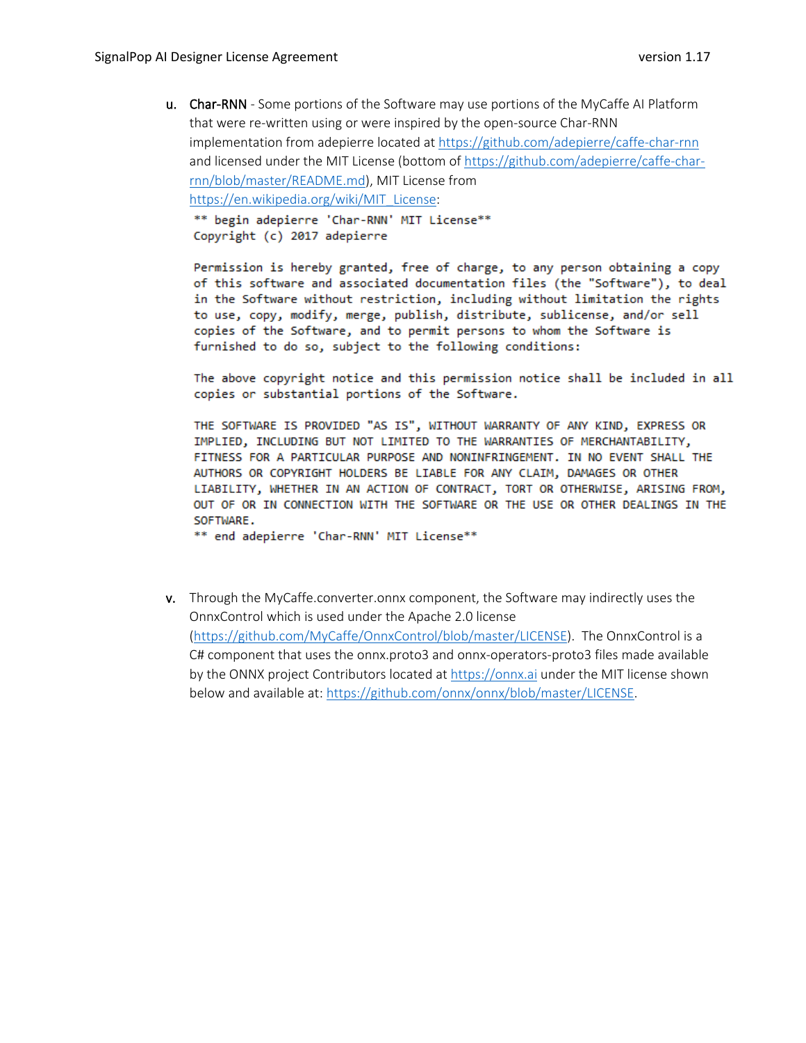u. **Char-RNN** - Some portions of the Software may use portions of the MyCaffe AI Platform that were re-written using or were inspired by the open-source Char-RNN implementation from adepierre located at https://github.com/adepierre/caffe-char-rnn and licensed under the MIT License (bottom of https://github.com/adepierre/caffe-char-rnn/blob/master/README.md), MIT License from https://en.wikipedia.org/wiki/MIT_License:

```
** begin adepierre 'Char-RNN' MIT License**
Copyright (c) 2017 adepierre

Permission is hereby granted, free of charge, to any person obtaining a copy
of this software and associated documentation files (the "Software"), to deal
in the Software without restriction, including without limitation the rights
to use, copy, modify, merge, publish, distribute, sublicense, and/or sell
copies of the Software, and to permit persons to whom the Software is
furnished to do so, subject to the following conditions:

The above copyright notice and this permission notice shall be included in all
copies or substantial portions of the Software.

THE SOFTWARE IS PROVIDED "AS IS", WITHOUT WARRANTY OF ANY KIND, EXPRESS OR
IMPLIED, INCLUDING BUT NOT LIMITED TO THE WARRANTIES OF MERCHANTABILITY,
FITNESS FOR A PARTICULAR PURPOSE AND NONINFRINGEMENT. IN NO EVENT SHALL THE
AUTHORS OR COPYRIGHT HOLDERS BE LIABLE FOR ANY CLAIM, DAMAGES OR OTHER
LIABILITY, WHETHER IN AN ACTION OF CONTRACT, TORT OR OTHERWISE, ARISING FROM,
OUT OF OR IN CONNECTION WITH THE SOFTWARE OR THE USE OR OTHER DEALINGS IN THE
SOFTWARE.
** end adepierre 'Char-RNN' MIT License**
```

v. Through the MyCaffe.converter.onnx component, the Software may indirectly uses the OnnxControl which is used under the Apache 2.0 license (https://github.com/MyCaffe/OnnxControl/blob/master/LICENSE). The OnnxControl is a C# component that uses the onnx.proto3 and onnx-operators-proto3 files made available by the ONNX project Contributors located at https://onnx.ai under the MIT license shown below and available at: https://github.com/onnx/onnx/blob/master/LICENSE.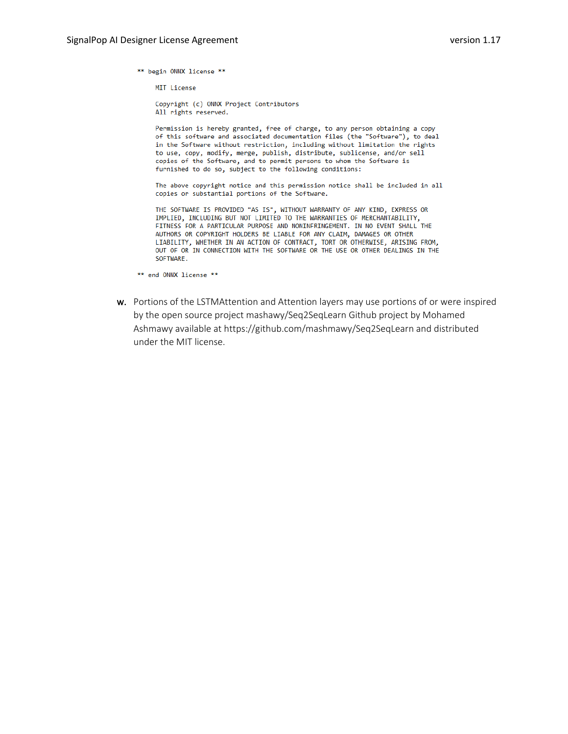```
** begin ONNX license **

    MIT License

    Copyright (c) ONNX Project Contributors
    All rights reserved.

    Permission is hereby granted, free of charge, to any person obtaining a copy
    of this software and associated documentation files (the "Software"), to deal
    in the Software without restriction, including without limitation the rights
    to use, copy, modify, merge, publish, distribute, sublicense, and/or sell
    copies of the Software, and to permit persons to whom the Software is
    furnished to do so, subject to the following conditions:

    The above copyright notice and this permission notice shall be included in all
    copies or substantial portions of the Software.

    THE SOFTWARE IS PROVIDED "AS IS", WITHOUT WARRANTY OF ANY KIND, EXPRESS OR
    IMPLIED, INCLUDING BUT NOT LIMITED TO THE WARRANTIES OF MERCHANTABILITY,
    FITNESS FOR A PARTICULAR PURPOSE AND NONINFRINGEMENT. IN NO EVENT SHALL THE
    AUTHORS OR COPYRIGHT HOLDERS BE LIABLE FOR ANY CLAIM, DAMAGES OR OTHER
    LIABILITY, WHETHER IN AN ACTION OF CONTRACT, TORT OR OTHERWISE, ARISING FROM,
    OUT OF OR IN CONNECTION WITH THE SOFTWARE OR THE USE OR OTHER DEALINGS IN THE
    SOFTWARE.

** end ONNX license **
```

w. Portions of the LSTMAttention and Attention layers may use portions of or were inspired by the open source project mashawy/Seq2SeqLearn Github project by Mohamed Ashmawy available at https://github.com/mashmawy/Seq2SeqLearn and distributed under the MIT license.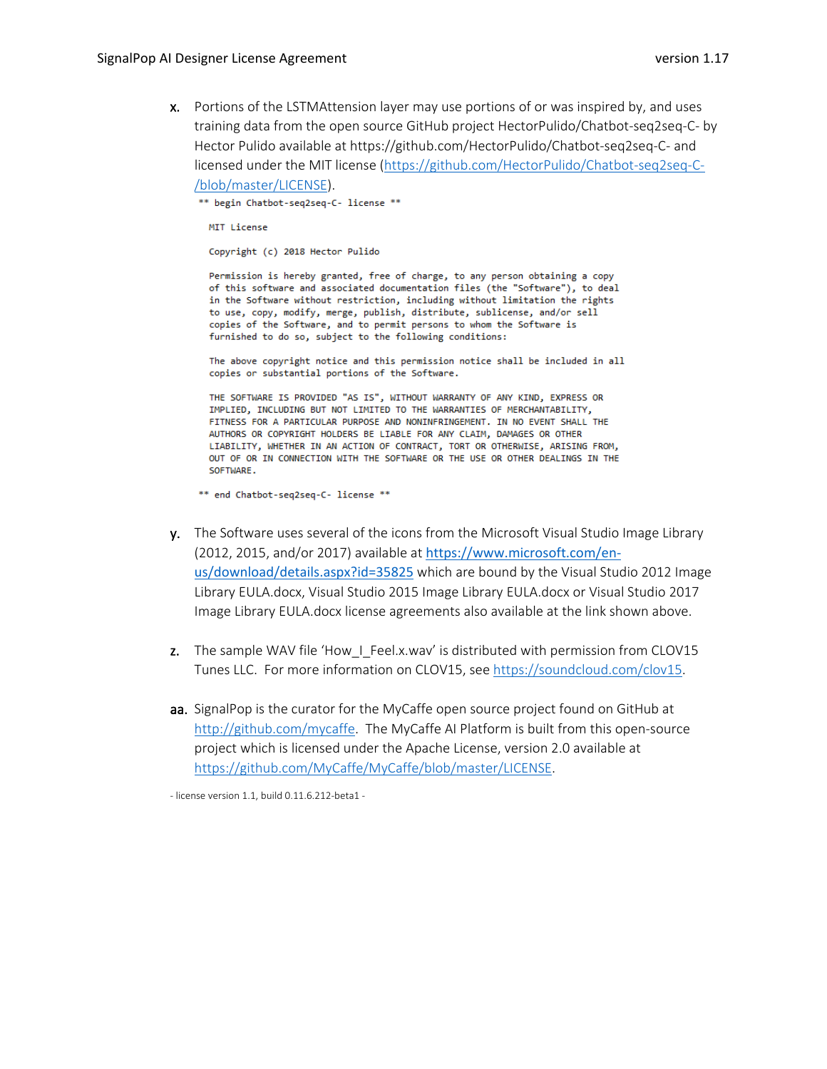x. Portions of the LSTMAttension layer may use portions of or was inspired by, and uses training data from the open source GitHub project HectorPulido/Chatbot-seq2seq-C- by Hector Pulido available at https://github.com/HectorPulido/Chatbot-seq2seq-C- and licensed under the MIT license (https://github.com/HectorPulido/Chatbot-seq2seq-C-/blob/master/LICENSE).

```
** begin Chatbot-seq2seq-C- license **

  MIT License

  Copyright (c) 2018 Hector Pulido

  Permission is hereby granted, free of charge, to any person obtaining a copy
  of this software and associated documentation files (the "Software"), to deal
  in the Software without restriction, including without limitation the rights
  to use, copy, modify, merge, publish, distribute, sublicense, and/or sell
  copies of the Software, and to permit persons to whom the Software is
  furnished to do so, subject to the following conditions:

  The above copyright notice and this permission notice shall be included in all
  copies or substantial portions of the Software.

  THE SOFTWARE IS PROVIDED "AS IS", WITHOUT WARRANTY OF ANY KIND, EXPRESS OR
  IMPLIED, INCLUDING BUT NOT LIMITED TO THE WARRANTIES OF MERCHANTABILITY,
  FITNESS FOR A PARTICULAR PURPOSE AND NONINFRINGEMENT. IN NO EVENT SHALL THE
  AUTHORS OR COPYRIGHT HOLDERS BE LIABLE FOR ANY CLAIM, DAMAGES OR OTHER
  LIABILITY, WHETHER IN AN ACTION OF CONTRACT, TORT OR OTHERWISE, ARISING FROM,
  OUT OF OR IN CONNECTION WITH THE SOFTWARE OR THE USE OR OTHER DEALINGS IN THE
  SOFTWARE.

** end Chatbot-seq2seq-C- license **
```

y. The Software uses several of the icons from the Microsoft Visual Studio Image Library (2012, 2015, and/or 2017) available at https://www.microsoft.com/en-us/download/details.aspx?id=35825 which are bound by the Visual Studio 2012 Image Library EULA.docx, Visual Studio 2015 Image Library EULA.docx or Visual Studio 2017 Image Library EULA.docx license agreements also available at the link shown above.

z. The sample WAV file 'How_I_Feel.x.wav' is distributed with permission from CLOV15 Tunes LLC. For more information on CLOV15, see https://soundcloud.com/clov15.

aa. SignalPop is the curator for the MyCaffe open source project found on GitHub at http://github.com/mycaffe. The MyCaffe AI Platform is built from this open-source project which is licensed under the Apache License, version 2.0 available at https://github.com/MyCaffe/MyCaffe/blob/master/LICENSE.

- license version 1.1, build 0.11.6.212-beta1 -